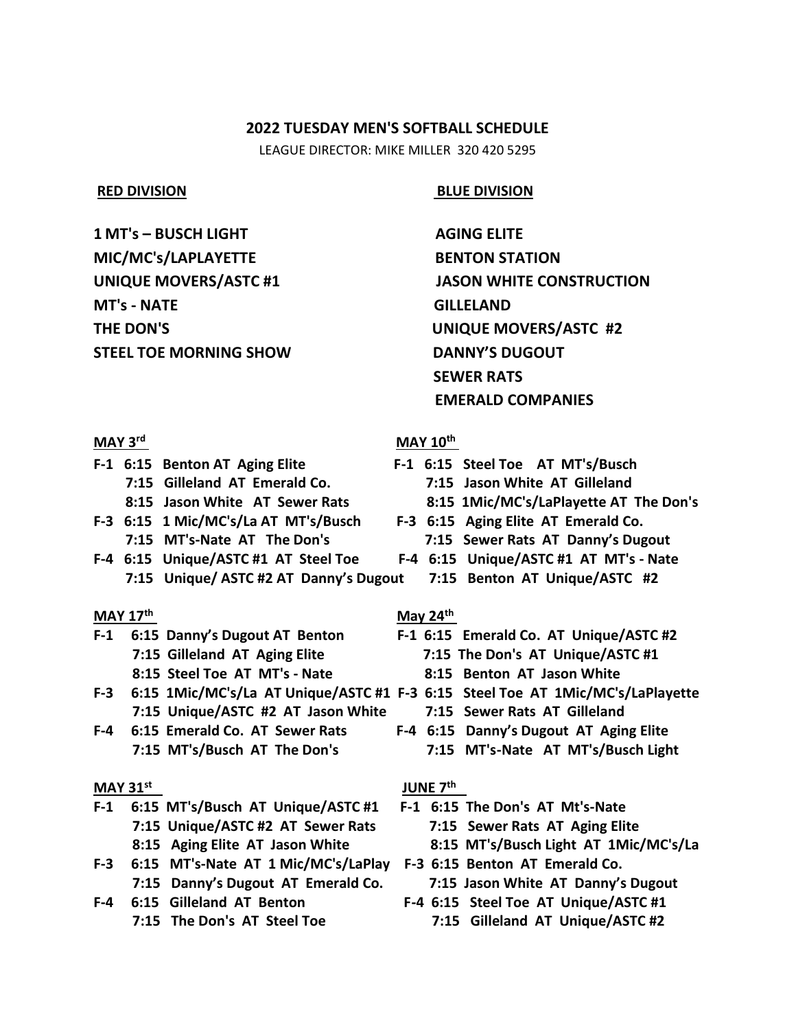## 2022 TUESDAY MEN'S SOFTBALL SCHEDULE

LEAGUE DIRECTOR: MIKE MILLER 320 420 5295

| RED DIVISION | BLUE DIVISION |
|---|---|
| **1 MT's – BUSCH LIGHT** | **AGING ELITE** |
| **MIC/MC's/LAPLAYETTE** | **BENTON STATION** |
| **UNIQUE MOVERS/ASTC #1** | **JASON WHITE CONSTRUCTION** |
| **MT's - NATE** | **GILLELAND** |
| **THE DON'S** | **UNIQUE MOVERS/ASTC #2** |
| **STEEL TOE MORNING SHOW** | **DANNY'S DUGOUT** |
| | **SEWER RATS** |
| | **EMERALD COMPANIES** |

### MAY 3rd

- **F-1 6:15 Benton AT Aging Elite**
- **7:15 Gilleland AT Emerald Co.**
- **8:15 Jason White AT Sewer Rats**
- **F-3 6:15 1 Mic/MC's/La AT MT's/Busch**
- **7:15 MT's-Nate AT The Don's**
- **F-4 6:15 Unique/ASTC #1 AT Steel Toe**
- **7:15 Unique/ ASTC #2 AT Danny's Dugout**

### MAY 10th

- **F-1 6:15 Steel Toe AT MT's/Busch**
- **7:15 Jason White AT Gilleland**
- **8:15 1Mic/MC's/LaPlayette AT The Don's**
- **F-3 6:15 Aging Elite AT Emerald Co.**
- **7:15 Sewer Rats AT Danny's Dugout**
- **F-4 6:15 Unique/ASTC #1 AT MT's - Nate**
- **7:15 Benton AT Unique/ASTC #2**

### MAY 17th

- **F-1 6:15 Danny's Dugout AT Benton**
- **7:15 Gilleland AT Aging Elite**
- **8:15 Steel Toe AT MT's - Nate**
- **F-3 6:15 1Mic/MC's/La AT Unique/ASTC #1**
- **7:15 Unique/ASTC #2 AT Jason White**
- **F-4 6:15 Emerald Co. AT Sewer Rats**
- **7:15 MT's/Busch AT The Don's**

### May 24th

- **F-1 6:15 Emerald Co. AT Unique/ASTC #2**
- **7:15 The Don's AT Unique/ASTC #1**
- **8:15 Benton AT Jason White**
- **F-3 6:15 Steel Toe AT 1Mic/MC's/LaPlayette**
- **7:15 Sewer Rats AT Gilleland**
- **F-4 6:15 Danny's Dugout AT Aging Elite**
- **7:15 MT's-Nate AT MT's/Busch Light**

### MAY 31st

- **F-1 6:15 MT's/Busch AT Unique/ASTC #1**
- **7:15 Unique/ASTC #2 AT Sewer Rats**
- **8:15 Aging Elite AT Jason White**
- **F-3 6:15 MT's-Nate AT 1 Mic/MC's/LaPlay**
- **7:15 Danny's Dugout AT Emerald Co.**
- **F-4 6:15 Gilleland AT Benton**
- **7:15 The Don's AT Steel Toe**

### JUNE 7th

- **F-1 6:15 The Don's AT Mt's-Nate**
- **7:15 Sewer Rats AT Aging Elite**
- **8:15 MT's/Busch Light AT 1Mic/MC's/La**
- **F-3 6:15 Benton AT Emerald Co.**
- **7:15 Jason White AT Danny's Dugout**
- **F-4 6:15 Steel Toe AT Unique/ASTC #1**
- **7:15 Gilleland AT Unique/ASTC #2**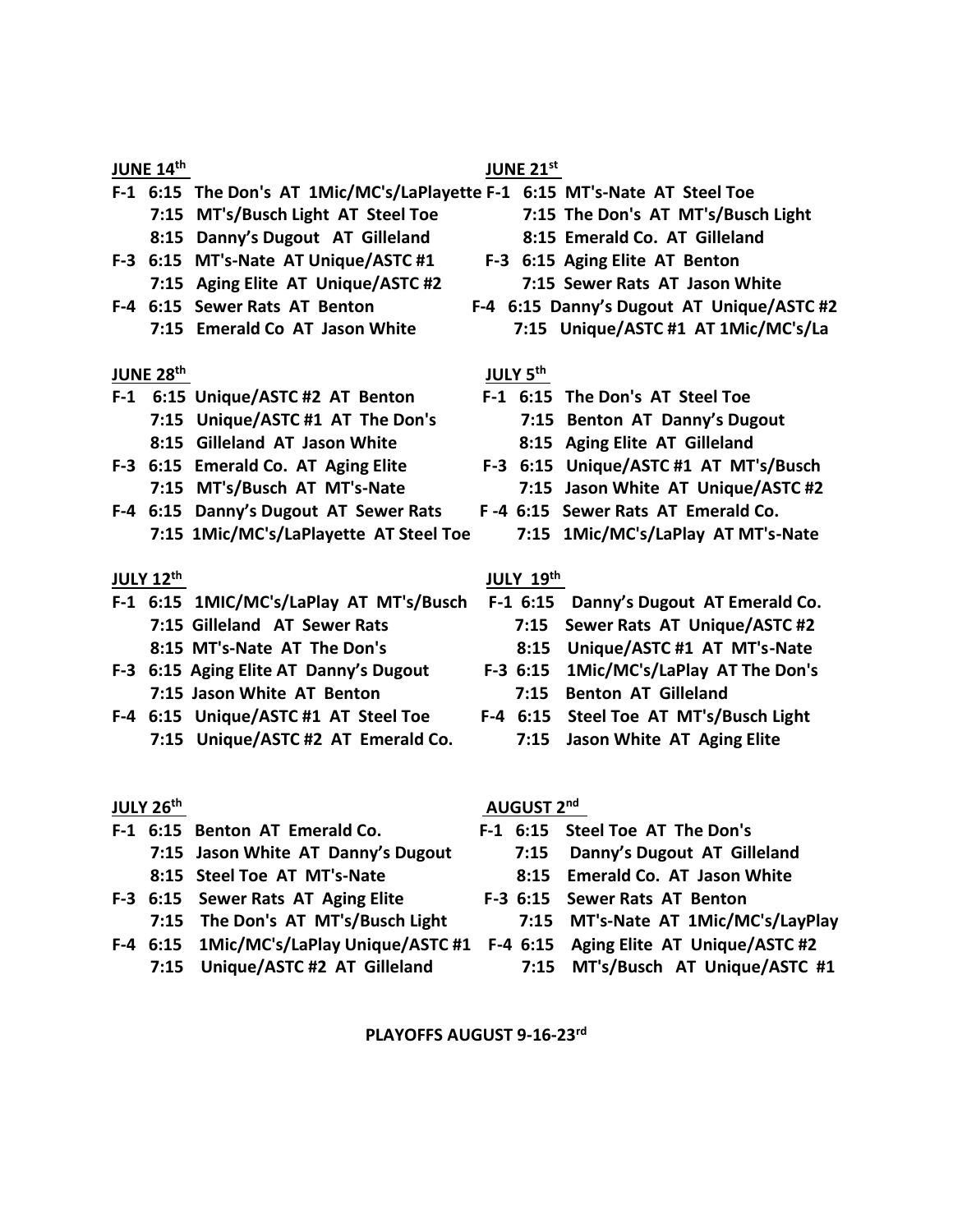**JUNE 14th**

F-1 6:15 The Don's AT 1Mic/MC's/LaPlayette
7:15 MT's/Busch Light AT Steel Toe
8:15 Danny's Dugout AT Gilleland
F-3 6:15 MT's-Nate AT Unique/ASTC #1
7:15 Aging Elite AT Unique/ASTC #2
F-4 6:15 Sewer Rats AT Benton
7:15 Emerald Co AT Jason White

**JUNE 21st**

F-1 6:15 MT's-Nate AT Steel Toe
7:15 The Don's AT MT's/Busch Light
8:15 Emerald Co. AT Gilleland
F-3 6:15 Aging Elite AT Benton
7:15 Sewer Rats AT Jason White
F-4 6:15 Danny's Dugout AT Unique/ASTC #2
7:15 Unique/ASTC #1 AT 1Mic/MC's/La

**JUNE 28th**

F-1 6:15 Unique/ASTC #2 AT Benton
7:15 Unique/ASTC #1 AT The Don's
8:15 Gilleland AT Jason White
F-3 6:15 Emerald Co. AT Aging Elite
7:15 MT's/Busch AT MT's-Nate
F-4 6:15 Danny's Dugout AT Sewer Rats
7:15 1Mic/MC's/LaPlayette AT Steel Toe

**JULY 5th**

F-1 6:15 The Don's AT Steel Toe
7:15 Benton AT Danny's Dugout
8:15 Aging Elite AT Gilleland
F-3 6:15 Unique/ASTC #1 AT MT's/Busch
7:15 Jason White AT Unique/ASTC #2
F -4 6:15 Sewer Rats AT Emerald Co.
7:15 1Mic/MC's/LaPlay AT MT's-Nate

**JULY 12th**

F-1 6:15 1MIC/MC's/LaPlay AT MT's/Busch
7:15 Gilleland AT Sewer Rats
8:15 MT's-Nate AT The Don's
F-3 6:15 Aging Elite AT Danny's Dugout
7:15 Jason White AT Benton
F-4 6:15 Unique/ASTC #1 AT Steel Toe
7:15 Unique/ASTC #2 AT Emerald Co.

**JULY 19th**

F-1 6:15 Danny's Dugout AT Emerald Co.
7:15 Sewer Rats AT Unique/ASTC #2
8:15 Unique/ASTC #1 AT MT's-Nate
F-3 6:15 1Mic/MC's/LaPlay AT The Don's
7:15 Benton AT Gilleland
F-4 6:15 Steel Toe AT MT's/Busch Light
7:15 Jason White AT Aging Elite

**JULY 26th**

F-1 6:15 Benton AT Emerald Co.
7:15 Jason White AT Danny's Dugout
8:15 Steel Toe AT MT's-Nate
F-3 6:15 Sewer Rats AT Aging Elite
7:15 The Don's AT MT's/Busch Light
F-4 6:15 1Mic/MC's/LaPlay Unique/ASTC #1
7:15 Unique/ASTC #2 AT Gilleland

**AUGUST 2nd**

F-1 6:15 Steel Toe AT The Don's
7:15 Danny's Dugout AT Gilleland
8:15 Emerald Co. AT Jason White
F-3 6:15 Sewer Rats AT Benton
7:15 MT's-Nate AT 1Mic/MC's/LayPlay
F-4 6:15 Aging Elite AT Unique/ASTC #2
7:15 MT's/Busch AT Unique/ASTC #1

**PLAYOFFS AUGUST 9-16-23rd**